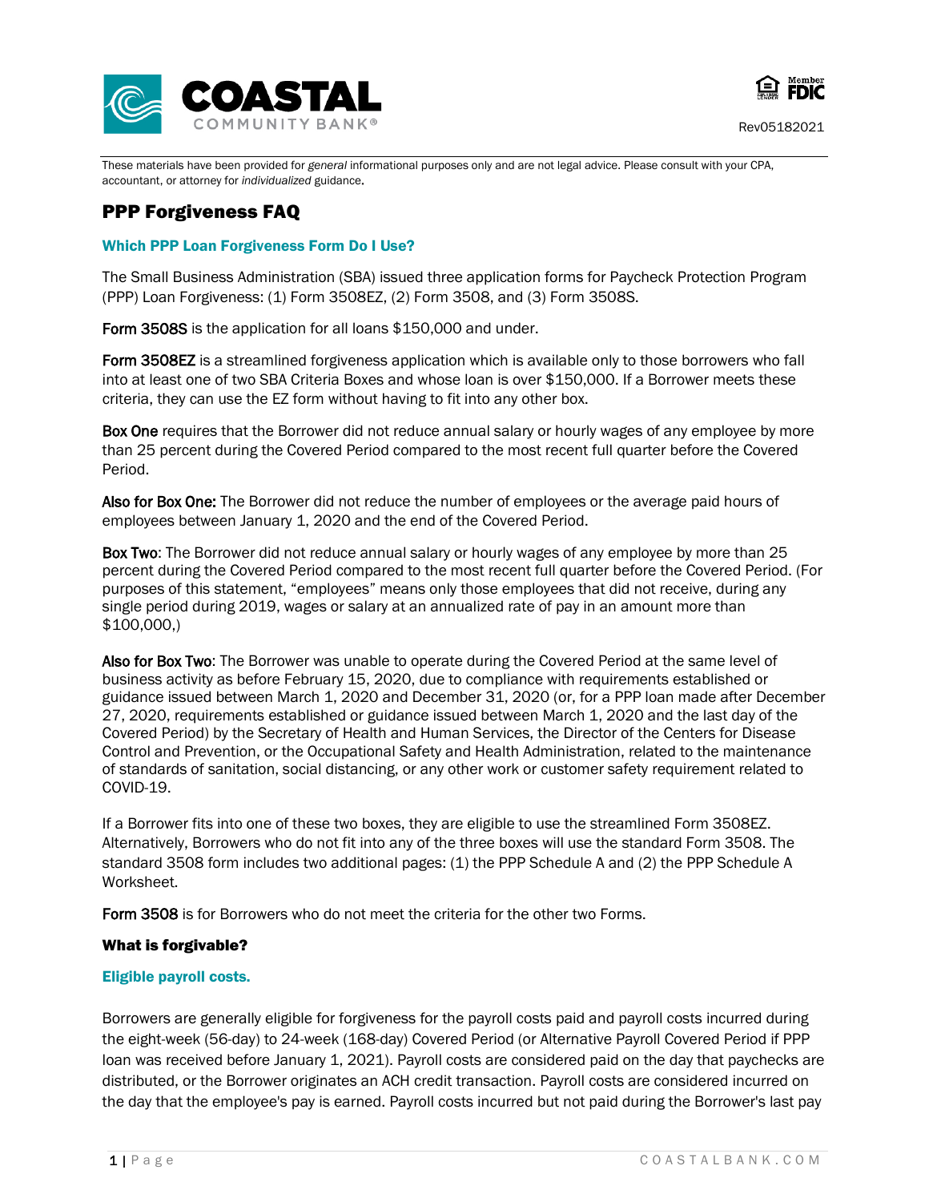These materials have been provided for *general* informational purposes only and are not legal advice. Please consult with your CPA, accountant, or attorney for *individualized* guidance.

# PPP Forgiveness FAQ

### Which PPP Loan Forgiveness Form Do I Use?

The Small Business Administration (SBA) issued three application forms for Paycheck Protection Program (PPP) Loan Forgiveness: (1) Form 3508EZ, (2) Form 3508, and (3) Form 3508S.

**Form 3508S** is the application for all loans $150,000 and under.

**Form 3508EZ** is a streamlined forgiveness application which is available only to those borrowers who fall into at least one of two SBA Criteria Boxes and whose loan is over $150,000. If a Borrower meets these criteria, they can use the EZ form without having to fit into any other box.

**Box One** requires that the Borrower did not reduce annual salary or hourly wages of any employee by more than 25 percent during the Covered Period compared to the most recent full quarter before the Covered Period.

**Also for Box One:** The Borrower did not reduce the number of employees or the average paid hours of employees between January 1, 2020 and the end of the Covered Period.

**Box Two**: The Borrower did not reduce annual salary or hourly wages of any employee by more than 25 percent during the Covered Period compared to the most recent full quarter before the Covered Period. (For purposes of this statement, "employees" means only those employees that did not receive, during any single period during 2019, wages or salary at an annualized rate of pay in an amount more than $100,000,)

**Also for Box Two**: The Borrower was unable to operate during the Covered Period at the same level of business activity as before February 15, 2020, due to compliance with requirements established or guidance issued between March 1, 2020 and December 31, 2020 (or, for a PPP loan made after December 27, 2020, requirements established or guidance issued between March 1, 2020 and the last day of the Covered Period) by the Secretary of Health and Human Services, the Director of the Centers for Disease Control and Prevention, or the Occupational Safety and Health Administration, related to the maintenance of standards of sanitation, social distancing, or any other work or customer safety requirement related to COVID-19.

If a Borrower fits into one of these two boxes, they are eligible to use the streamlined Form 3508EZ. Alternatively, Borrowers who do not fit into any of the three boxes will use the standard Form 3508. The standard 3508 form includes two additional pages: (1) the PPP Schedule A and (2) the PPP Schedule A Worksheet.

**Form 3508** is for Borrowers who do not meet the criteria for the other two Forms.

### What is forgivable?

#### Eligible payroll costs.

Borrowers are generally eligible for forgiveness for the payroll costs paid and payroll costs incurred during the eight-week (56-day) to 24-week (168-day) Covered Period (or Alternative Payroll Covered Period if PPP loan was received before January 1, 2021). Payroll costs are considered paid on the day that paychecks are distributed, or the Borrower originates an ACH credit transaction. Payroll costs are considered incurred on the day that the employee's pay is earned. Payroll costs incurred but not paid during the Borrower's last pay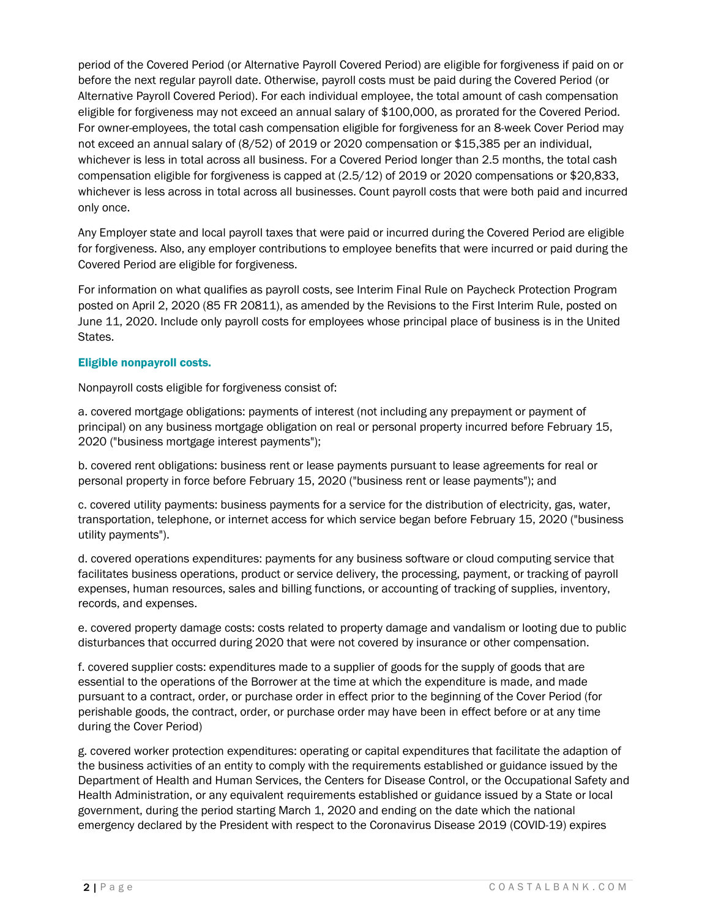period of the Covered Period (or Alternative Payroll Covered Period) are eligible for forgiveness if paid on or before the next regular payroll date. Otherwise, payroll costs must be paid during the Covered Period (or Alternative Payroll Covered Period). For each individual employee, the total amount of cash compensation eligible for forgiveness may not exceed an annual salary of $100,000, as prorated for the Covered Period. For owner-employees, the total cash compensation eligible for forgiveness for an 8-week Cover Period may not exceed an annual salary of (8/52) of 2019 or 2020 compensation or $15,385 per an individual, whichever is less in total across all business. For a Covered Period longer than 2.5 months, the total cash compensation eligible for forgiveness is capped at (2.5/12) of 2019 or 2020 compensations or $20,833, whichever is less across in total across all businesses. Count payroll costs that were both paid and incurred only once.

Any Employer state and local payroll taxes that were paid or incurred during the Covered Period are eligible for forgiveness. Also, any employer contributions to employee benefits that were incurred or paid during the Covered Period are eligible for forgiveness.

For information on what qualifies as payroll costs, see Interim Final Rule on Paycheck Protection Program posted on April 2, 2020 (85 FR 20811), as amended by the Revisions to the First Interim Rule, posted on June 11, 2020. Include only payroll costs for employees whose principal place of business is in the United States.

### Eligible nonpayroll costs.

Nonpayroll costs eligible for forgiveness consist of:

a. covered mortgage obligations: payments of interest (not including any prepayment or payment of principal) on any business mortgage obligation on real or personal property incurred before February 15, 2020 ("business mortgage interest payments");

b. covered rent obligations: business rent or lease payments pursuant to lease agreements for real or personal property in force before February 15, 2020 ("business rent or lease payments"); and

c. covered utility payments: business payments for a service for the distribution of electricity, gas, water, transportation, telephone, or internet access for which service began before February 15, 2020 ("business utility payments").

d. covered operations expenditures: payments for any business software or cloud computing service that facilitates business operations, product or service delivery, the processing, payment, or tracking of payroll expenses, human resources, sales and billing functions, or accounting of tracking of supplies, inventory, records, and expenses.

e. covered property damage costs: costs related to property damage and vandalism or looting due to public disturbances that occurred during 2020 that were not covered by insurance or other compensation.

f. covered supplier costs: expenditures made to a supplier of goods for the supply of goods that are essential to the operations of the Borrower at the time at which the expenditure is made, and made pursuant to a contract, order, or purchase order in effect prior to the beginning of the Cover Period (for perishable goods, the contract, order, or purchase order may have been in effect before or at any time during the Cover Period)

g. covered worker protection expenditures: operating or capital expenditures that facilitate the adaption of the business activities of an entity to comply with the requirements established or guidance issued by the Department of Health and Human Services, the Centers for Disease Control, or the Occupational Safety and Health Administration, or any equivalent requirements established or guidance issued by a State or local government, during the period starting March 1, 2020 and ending on the date which the national emergency declared by the President with respect to the Coronavirus Disease 2019 (COVID-19) expires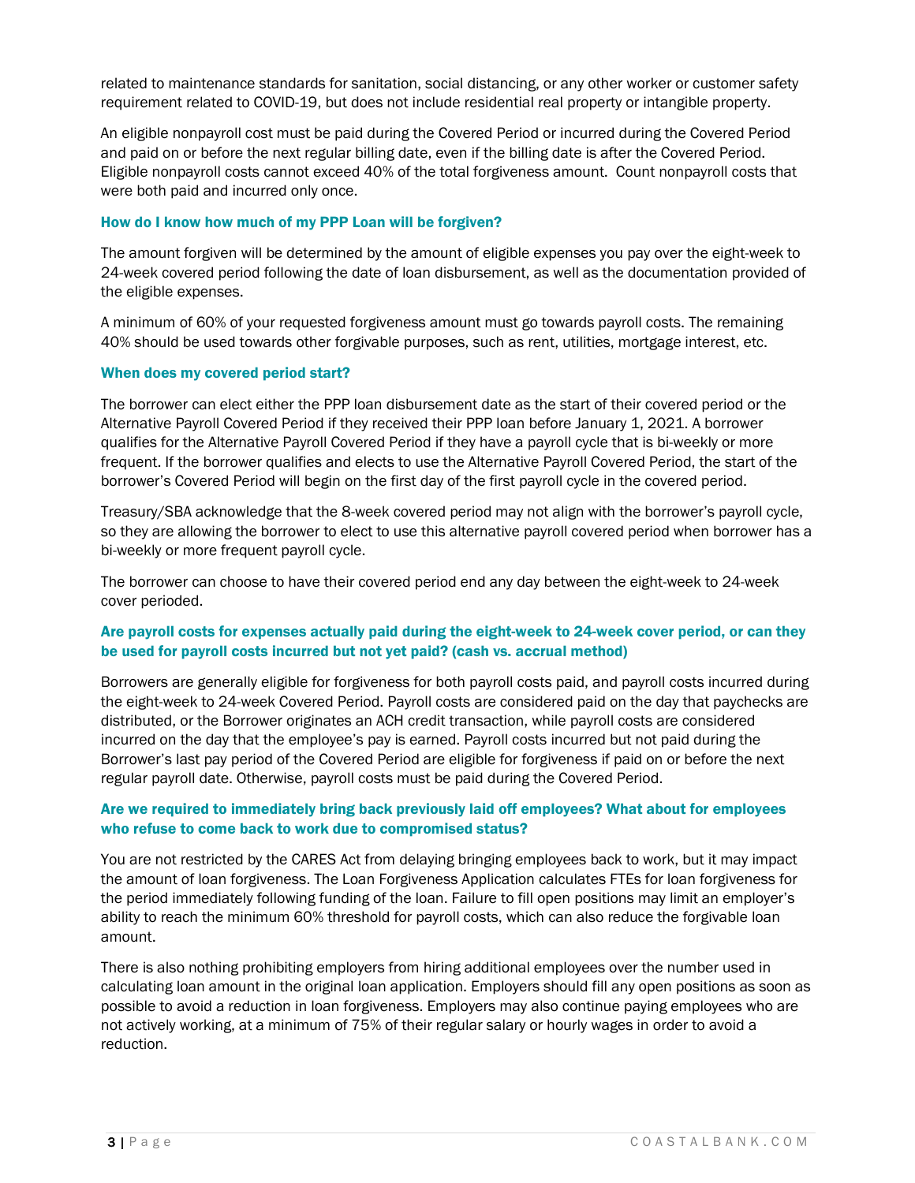related to maintenance standards for sanitation, social distancing, or any other worker or customer safety requirement related to COVID-19, but does not include residential real property or intangible property.

An eligible nonpayroll cost must be paid during the Covered Period or incurred during the Covered Period and paid on or before the next regular billing date, even if the billing date is after the Covered Period. Eligible nonpayroll costs cannot exceed 40% of the total forgiveness amount. Count nonpayroll costs that were both paid and incurred only once.

### How do I know how much of my PPP Loan will be forgiven?

The amount forgiven will be determined by the amount of eligible expenses you pay over the eight-week to 24-week covered period following the date of loan disbursement, as well as the documentation provided of the eligible expenses.

A minimum of 60% of your requested forgiveness amount must go towards payroll costs. The remaining 40% should be used towards other forgivable purposes, such as rent, utilities, mortgage interest, etc.

### When does my covered period start?

The borrower can elect either the PPP loan disbursement date as the start of their covered period or the Alternative Payroll Covered Period if they received their PPP loan before January 1, 2021. A borrower qualifies for the Alternative Payroll Covered Period if they have a payroll cycle that is bi-weekly or more frequent. If the borrower qualifies and elects to use the Alternative Payroll Covered Period, the start of the borrower's Covered Period will begin on the first day of the first payroll cycle in the covered period.

Treasury/SBA acknowledge that the 8-week covered period may not align with the borrower's payroll cycle, so they are allowing the borrower to elect to use this alternative payroll covered period when borrower has a bi-weekly or more frequent payroll cycle.

The borrower can choose to have their covered period end any day between the eight-week to 24-week cover perioded.

### Are payroll costs for expenses actually paid during the eight-week to 24-week cover period, or can they be used for payroll costs incurred but not yet paid? (cash vs. accrual method)

Borrowers are generally eligible for forgiveness for both payroll costs paid, and payroll costs incurred during the eight-week to 24-week Covered Period. Payroll costs are considered paid on the day that paychecks are distributed, or the Borrower originates an ACH credit transaction, while payroll costs are considered incurred on the day that the employee's pay is earned. Payroll costs incurred but not paid during the Borrower's last pay period of the Covered Period are eligible for forgiveness if paid on or before the next regular payroll date. Otherwise, payroll costs must be paid during the Covered Period.

### Are we required to immediately bring back previously laid off employees? What about for employees who refuse to come back to work due to compromised status?

You are not restricted by the CARES Act from delaying bringing employees back to work, but it may impact the amount of loan forgiveness. The Loan Forgiveness Application calculates FTEs for loan forgiveness for the period immediately following funding of the loan. Failure to fill open positions may limit an employer's ability to reach the minimum 60% threshold for payroll costs, which can also reduce the forgivable loan amount.

There is also nothing prohibiting employers from hiring additional employees over the number used in calculating loan amount in the original loan application. Employers should fill any open positions as soon as possible to avoid a reduction in loan forgiveness. Employers may also continue paying employees who are not actively working, at a minimum of 75% of their regular salary or hourly wages in order to avoid a reduction.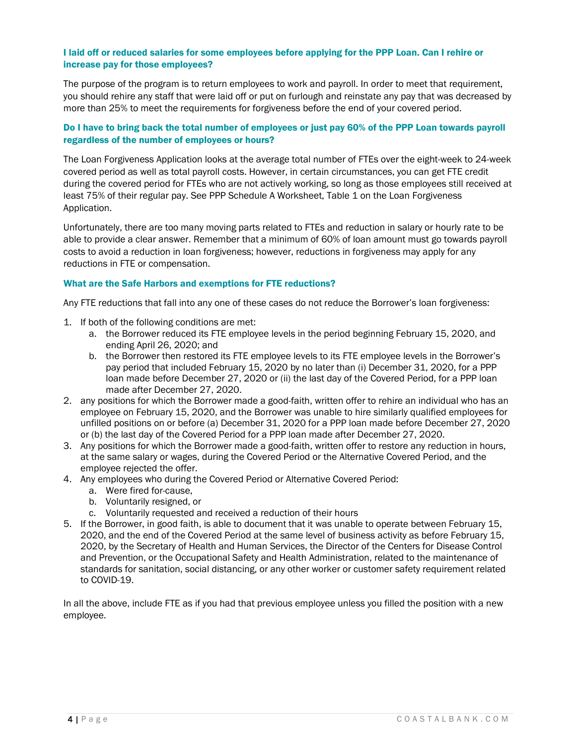### I laid off or reduced salaries for some employees before applying for the PPP Loan. Can I rehire or increase pay for those employees?

The purpose of the program is to return employees to work and payroll. In order to meet that requirement, you should rehire any staff that were laid off or put on furlough and reinstate any pay that was decreased by more than 25% to meet the requirements for forgiveness before the end of your covered period.

### Do I have to bring back the total number of employees or just pay 60% of the PPP Loan towards payroll regardless of the number of employees or hours?

The Loan Forgiveness Application looks at the average total number of FTEs over the eight-week to 24-week covered period as well as total payroll costs. However, in certain circumstances, you can get FTE credit during the covered period for FTEs who are not actively working, so long as those employees still received at least 75% of their regular pay. See PPP Schedule A Worksheet, Table 1 on the Loan Forgiveness Application.

Unfortunately, there are too many moving parts related to FTEs and reduction in salary or hourly rate to be able to provide a clear answer. Remember that a minimum of 60% of loan amount must go towards payroll costs to avoid a reduction in loan forgiveness; however, reductions in forgiveness may apply for any reductions in FTE or compensation.

### What are the Safe Harbors and exemptions for FTE reductions?

Any FTE reductions that fall into any one of these cases do not reduce the Borrower's loan forgiveness:

1. If both of the following conditions are met:
   a. the Borrower reduced its FTE employee levels in the period beginning February 15, 2020, and ending April 26, 2020; and
   b. the Borrower then restored its FTE employee levels to its FTE employee levels in the Borrower's pay period that included February 15, 2020 by no later than (i) December 31, 2020, for a PPP loan made before December 27, 2020 or (ii) the last day of the Covered Period, for a PPP loan made after December 27, 2020.
2. any positions for which the Borrower made a good-faith, written offer to rehire an individual who has an employee on February 15, 2020, and the Borrower was unable to hire similarly qualified employees for unfilled positions on or before (a) December 31, 2020 for a PPP loan made before December 27, 2020 or (b) the last day of the Covered Period for a PPP loan made after December 27, 2020.
3. Any positions for which the Borrower made a good-faith, written offer to restore any reduction in hours, at the same salary or wages, during the Covered Period or the Alternative Covered Period, and the employee rejected the offer.
4. Any employees who during the Covered Period or Alternative Covered Period:
   a. Were fired for-cause,
   b. Voluntarily resigned, or
   c. Voluntarily requested and received a reduction of their hours
5. If the Borrower, in good faith, is able to document that it was unable to operate between February 15, 2020, and the end of the Covered Period at the same level of business activity as before February 15, 2020, by the Secretary of Health and Human Services, the Director of the Centers for Disease Control and Prevention, or the Occupational Safety and Health Administration, related to the maintenance of standards for sanitation, social distancing, or any other worker or customer safety requirement related to COVID-19.

In all the above, include FTE as if you had that previous employee unless you filled the position with a new employee.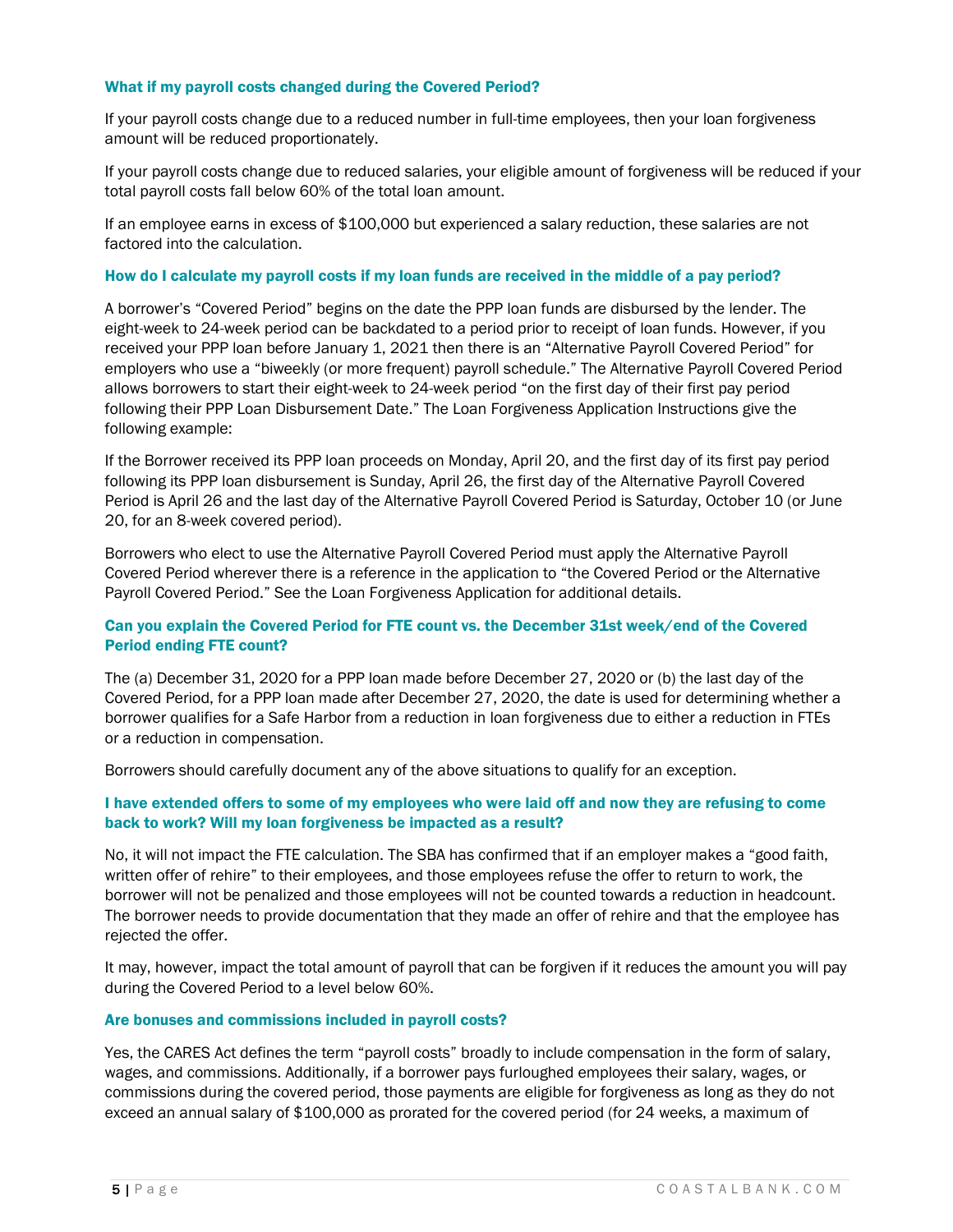### What if my payroll costs changed during the Covered Period?

If your payroll costs change due to a reduced number in full-time employees, then your loan forgiveness amount will be reduced proportionately.

If your payroll costs change due to reduced salaries, your eligible amount of forgiveness will be reduced if your total payroll costs fall below 60% of the total loan amount.

If an employee earns in excess of $100,000 but experienced a salary reduction, these salaries are not factored into the calculation.

### How do I calculate my payroll costs if my loan funds are received in the middle of a pay period?

A borrower's "Covered Period" begins on the date the PPP loan funds are disbursed by the lender. The eight-week to 24-week period can be backdated to a period prior to receipt of loan funds. However, if you received your PPP loan before January 1, 2021 then there is an "Alternative Payroll Covered Period" for employers who use a "biweekly (or more frequent) payroll schedule." The Alternative Payroll Covered Period allows borrowers to start their eight-week to 24-week period "on the first day of their first pay period following their PPP Loan Disbursement Date." The Loan Forgiveness Application Instructions give the following example:

If the Borrower received its PPP loan proceeds on Monday, April 20, and the first day of its first pay period following its PPP loan disbursement is Sunday, April 26, the first day of the Alternative Payroll Covered Period is April 26 and the last day of the Alternative Payroll Covered Period is Saturday, October 10 (or June 20, for an 8-week covered period).

Borrowers who elect to use the Alternative Payroll Covered Period must apply the Alternative Payroll Covered Period wherever there is a reference in the application to "the Covered Period or the Alternative Payroll Covered Period." See the Loan Forgiveness Application for additional details.

### Can you explain the Covered Period for FTE count vs. the December 31st week/end of the Covered Period ending FTE count?

The (a) December 31, 2020 for a PPP loan made before December 27, 2020 or (b) the last day of the Covered Period, for a PPP loan made after December 27, 2020, the date is used for determining whether a borrower qualifies for a Safe Harbor from a reduction in loan forgiveness due to either a reduction in FTEs or a reduction in compensation.

Borrowers should carefully document any of the above situations to qualify for an exception.

### I have extended offers to some of my employees who were laid off and now they are refusing to come back to work? Will my loan forgiveness be impacted as a result?

No, it will not impact the FTE calculation. The SBA has confirmed that if an employer makes a "good faith, written offer of rehire" to their employees, and those employees refuse the offer to return to work, the borrower will not be penalized and those employees will not be counted towards a reduction in headcount. The borrower needs to provide documentation that they made an offer of rehire and that the employee has rejected the offer.

It may, however, impact the total amount of payroll that can be forgiven if it reduces the amount you will pay during the Covered Period to a level below 60%.

### Are bonuses and commissions included in payroll costs?

Yes, the CARES Act defines the term "payroll costs" broadly to include compensation in the form of salary, wages, and commissions. Additionally, if a borrower pays furloughed employees their salary, wages, or commissions during the covered period, those payments are eligible for forgiveness as long as they do not exceed an annual salary of $100,000 as prorated for the covered period (for 24 weeks, a maximum of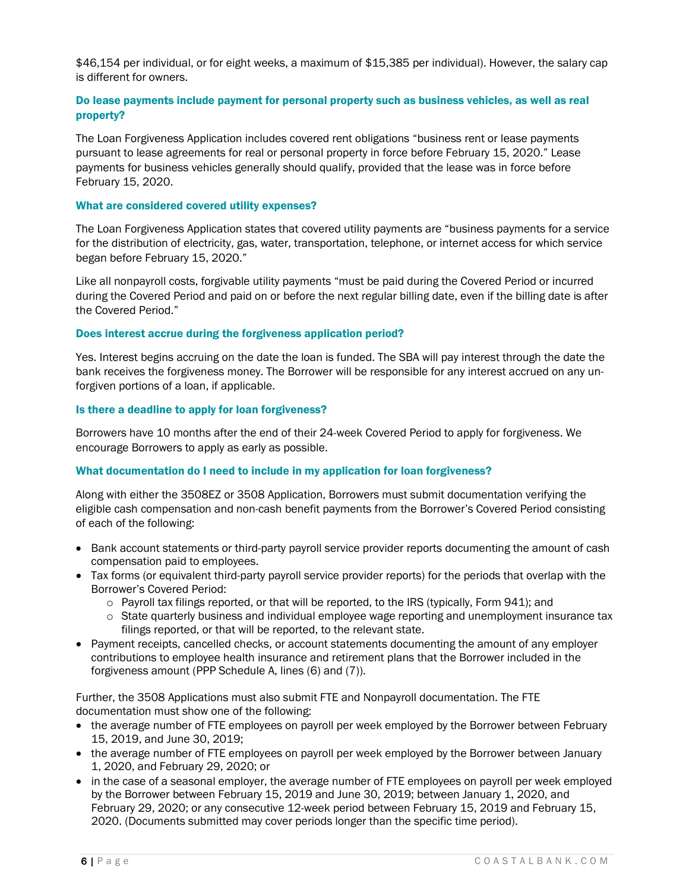$46,154 per individual, or for eight weeks, a maximum of $15,385 per individual). However, the salary cap is different for owners.

### Do lease payments include payment for personal property such as business vehicles, as well as real property?

The Loan Forgiveness Application includes covered rent obligations "business rent or lease payments pursuant to lease agreements for real or personal property in force before February 15, 2020." Lease payments for business vehicles generally should qualify, provided that the lease was in force before February 15, 2020.

### What are considered covered utility expenses?

The Loan Forgiveness Application states that covered utility payments are "business payments for a service for the distribution of electricity, gas, water, transportation, telephone, or internet access for which service began before February 15, 2020."

Like all nonpayroll costs, forgivable utility payments "must be paid during the Covered Period or incurred during the Covered Period and paid on or before the next regular billing date, even if the billing date is after the Covered Period."

### Does interest accrue during the forgiveness application period?

Yes. Interest begins accruing on the date the loan is funded. The SBA will pay interest through the date the bank receives the forgiveness money. The Borrower will be responsible for any interest accrued on any un-forgiven portions of a loan, if applicable.

### Is there a deadline to apply for loan forgiveness?

Borrowers have 10 months after the end of their 24-week Covered Period to apply for forgiveness. We encourage Borrowers to apply as early as possible.

### What documentation do I need to include in my application for loan forgiveness?

Along with either the 3508EZ or 3508 Application, Borrowers must submit documentation verifying the eligible cash compensation and non-cash benefit payments from the Borrower's Covered Period consisting of each of the following:

- Bank account statements or third-party payroll service provider reports documenting the amount of cash compensation paid to employees.
- Tax forms (or equivalent third-party payroll service provider reports) for the periods that overlap with the Borrower's Covered Period:
  - Payroll tax filings reported, or that will be reported, to the IRS (typically, Form 941); and
  - State quarterly business and individual employee wage reporting and unemployment insurance tax filings reported, or that will be reported, to the relevant state.
- Payment receipts, cancelled checks, or account statements documenting the amount of any employer contributions to employee health insurance and retirement plans that the Borrower included in the forgiveness amount (PPP Schedule A, lines (6) and (7)).

Further, the 3508 Applications must also submit FTE and Nonpayroll documentation. The FTE documentation must show one of the following:

- the average number of FTE employees on payroll per week employed by the Borrower between February 15, 2019, and June 30, 2019;
- the average number of FTE employees on payroll per week employed by the Borrower between January 1, 2020, and February 29, 2020; or
- in the case of a seasonal employer, the average number of FTE employees on payroll per week employed by the Borrower between February 15, 2019 and June 30, 2019; between January 1, 2020, and February 29, 2020; or any consecutive 12-week period between February 15, 2019 and February 15, 2020. (Documents submitted may cover periods longer than the specific time period).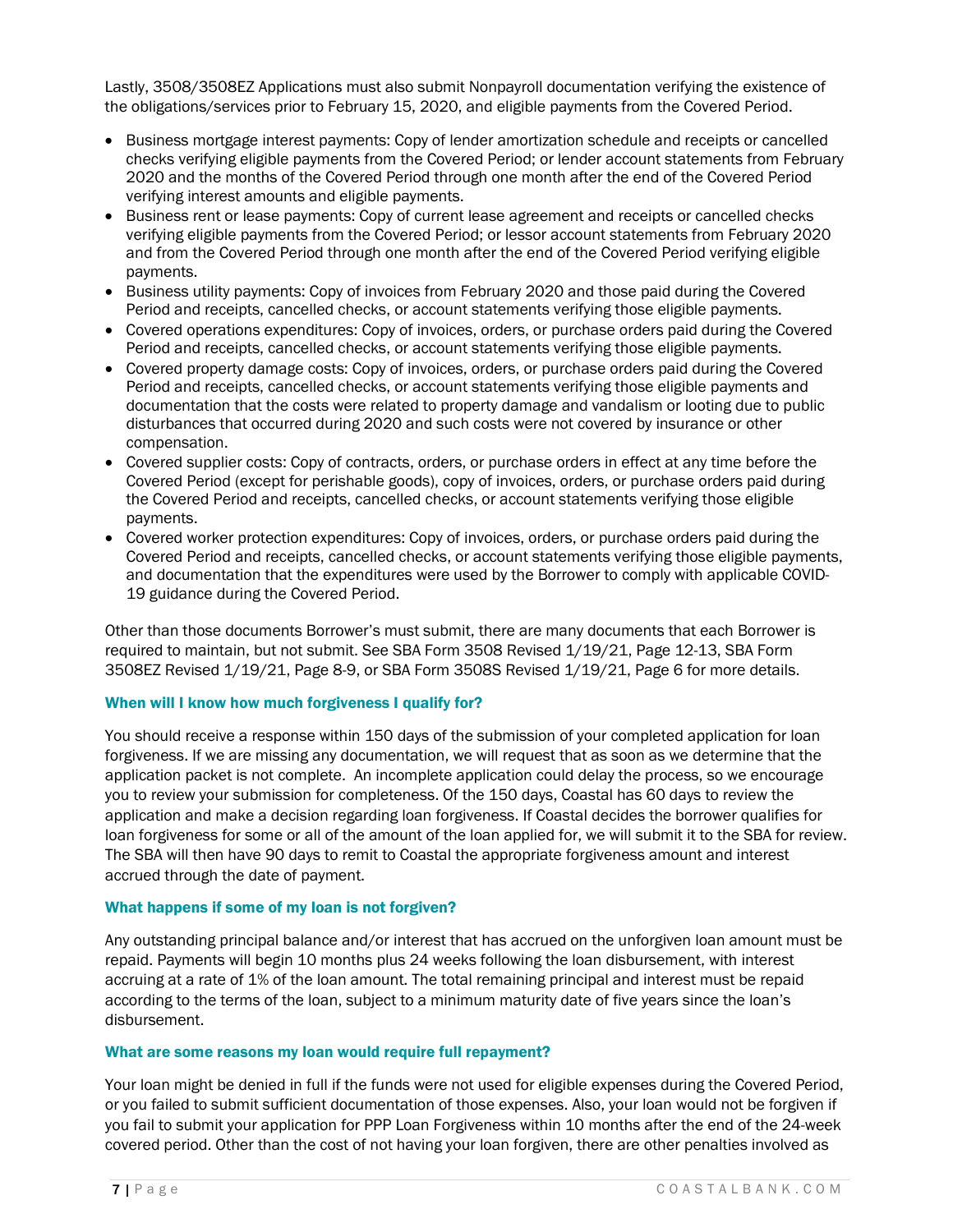Lastly, 3508/3508EZ Applications must also submit Nonpayroll documentation verifying the existence of the obligations/services prior to February 15, 2020, and eligible payments from the Covered Period.

- Business mortgage interest payments: Copy of lender amortization schedule and receipts or cancelled checks verifying eligible payments from the Covered Period; or lender account statements from February 2020 and the months of the Covered Period through one month after the end of the Covered Period verifying interest amounts and eligible payments.
- Business rent or lease payments: Copy of current lease agreement and receipts or cancelled checks verifying eligible payments from the Covered Period; or lessor account statements from February 2020 and from the Covered Period through one month after the end of the Covered Period verifying eligible payments.
- Business utility payments: Copy of invoices from February 2020 and those paid during the Covered Period and receipts, cancelled checks, or account statements verifying those eligible payments.
- Covered operations expenditures: Copy of invoices, orders, or purchase orders paid during the Covered Period and receipts, cancelled checks, or account statements verifying those eligible payments.
- Covered property damage costs: Copy of invoices, orders, or purchase orders paid during the Covered Period and receipts, cancelled checks, or account statements verifying those eligible payments and documentation that the costs were related to property damage and vandalism or looting due to public disturbances that occurred during 2020 and such costs were not covered by insurance or other compensation.
- Covered supplier costs: Copy of contracts, orders, or purchase orders in effect at any time before the Covered Period (except for perishable goods), copy of invoices, orders, or purchase orders paid during the Covered Period and receipts, cancelled checks, or account statements verifying those eligible payments.
- Covered worker protection expenditures: Copy of invoices, orders, or purchase orders paid during the Covered Period and receipts, cancelled checks, or account statements verifying those eligible payments, and documentation that the expenditures were used by the Borrower to comply with applicable COVID-19 guidance during the Covered Period.

Other than those documents Borrower's must submit, there are many documents that each Borrower is required to maintain, but not submit. See SBA Form 3508 Revised 1/19/21, Page 12-13, SBA Form 3508EZ Revised 1/19/21, Page 8-9, or SBA Form 3508S Revised 1/19/21, Page 6 for more details.

#### When will I know how much forgiveness I qualify for?

You should receive a response within 150 days of the submission of your completed application for loan forgiveness. If we are missing any documentation, we will request that as soon as we determine that the application packet is not complete. An incomplete application could delay the process, so we encourage you to review your submission for completeness. Of the 150 days, Coastal has 60 days to review the application and make a decision regarding loan forgiveness. If Coastal decides the borrower qualifies for loan forgiveness for some or all of the amount of the loan applied for, we will submit it to the SBA for review. The SBA will then have 90 days to remit to Coastal the appropriate forgiveness amount and interest accrued through the date of payment.

#### What happens if some of my loan is not forgiven?

Any outstanding principal balance and/or interest that has accrued on the unforgiven loan amount must be repaid. Payments will begin 10 months plus 24 weeks following the loan disbursement, with interest accruing at a rate of 1% of the loan amount. The total remaining principal and interest must be repaid according to the terms of the loan, subject to a minimum maturity date of five years since the loan's disbursement.

#### What are some reasons my loan would require full repayment?

Your loan might be denied in full if the funds were not used for eligible expenses during the Covered Period, or you failed to submit sufficient documentation of those expenses. Also, your loan would not be forgiven if you fail to submit your application for PPP Loan Forgiveness within 10 months after the end of the 24-week covered period. Other than the cost of not having your loan forgiven, there are other penalties involved as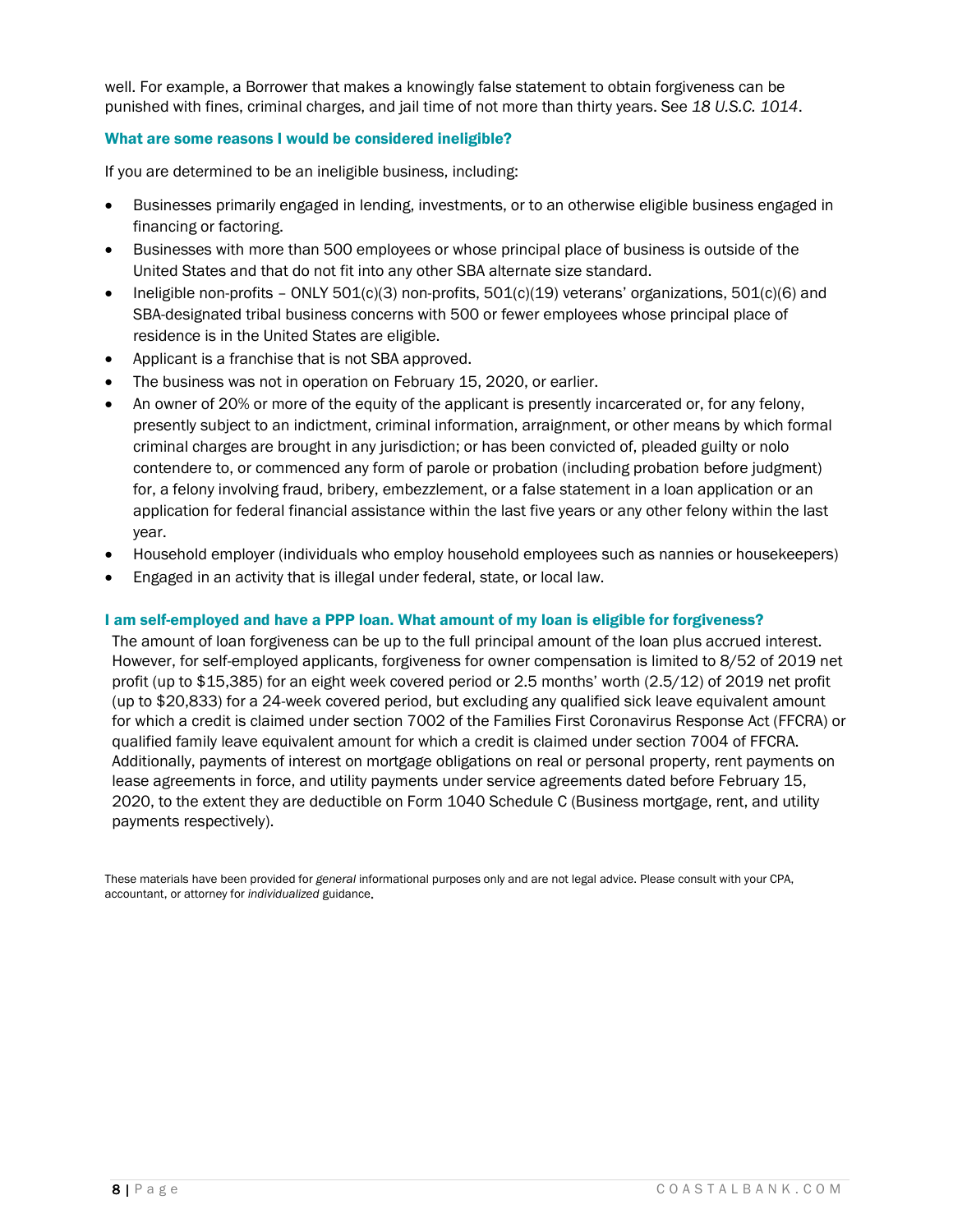well. For example, a Borrower that makes a knowingly false statement to obtain forgiveness can be punished with fines, criminal charges, and jail time of not more than thirty years. See *18 U.S.C. 1014*.

### What are some reasons I would be considered ineligible?

If you are determined to be an ineligible business, including:

- Businesses primarily engaged in lending, investments, or to an otherwise eligible business engaged in financing or factoring.
- Businesses with more than 500 employees or whose principal place of business is outside of the United States and that do not fit into any other SBA alternate size standard.
- Ineligible non-profits – ONLY 501(c)(3) non-profits, 501(c)(19) veterans' organizations, 501(c)(6) and SBA-designated tribal business concerns with 500 or fewer employees whose principal place of residence is in the United States are eligible.
- Applicant is a franchise that is not SBA approved.
- The business was not in operation on February 15, 2020, or earlier.
- An owner of 20% or more of the equity of the applicant is presently incarcerated or, for any felony, presently subject to an indictment, criminal information, arraignment, or other means by which formal criminal charges are brought in any jurisdiction; or has been convicted of, pleaded guilty or nolo contendere to, or commenced any form of parole or probation (including probation before judgment) for, a felony involving fraud, bribery, embezzlement, or a false statement in a loan application or an application for federal financial assistance within the last five years or any other felony within the last year.
- Household employer (individuals who employ household employees such as nannies or housekeepers)
- Engaged in an activity that is illegal under federal, state, or local law.

### I am self-employed and have a PPP loan. What amount of my loan is eligible for forgiveness?

The amount of loan forgiveness can be up to the full principal amount of the loan plus accrued interest. However, for self-employed applicants, forgiveness for owner compensation is limited to 8/52 of 2019 net profit (up to $15,385) for an eight week covered period or 2.5 months' worth (2.5/12) of 2019 net profit (up to $20,833) for a 24-week covered period, but excluding any qualified sick leave equivalent amount for which a credit is claimed under section 7002 of the Families First Coronavirus Response Act (FFCRA) or qualified family leave equivalent amount for which a credit is claimed under section 7004 of FFCRA. Additionally, payments of interest on mortgage obligations on real or personal property, rent payments on lease agreements in force, and utility payments under service agreements dated before February 15, 2020, to the extent they are deductible on Form 1040 Schedule C (Business mortgage, rent, and utility payments respectively).

These materials have been provided for *general* informational purposes only and are not legal advice. Please consult with your CPA, accountant, or attorney for *individualized* guidance.